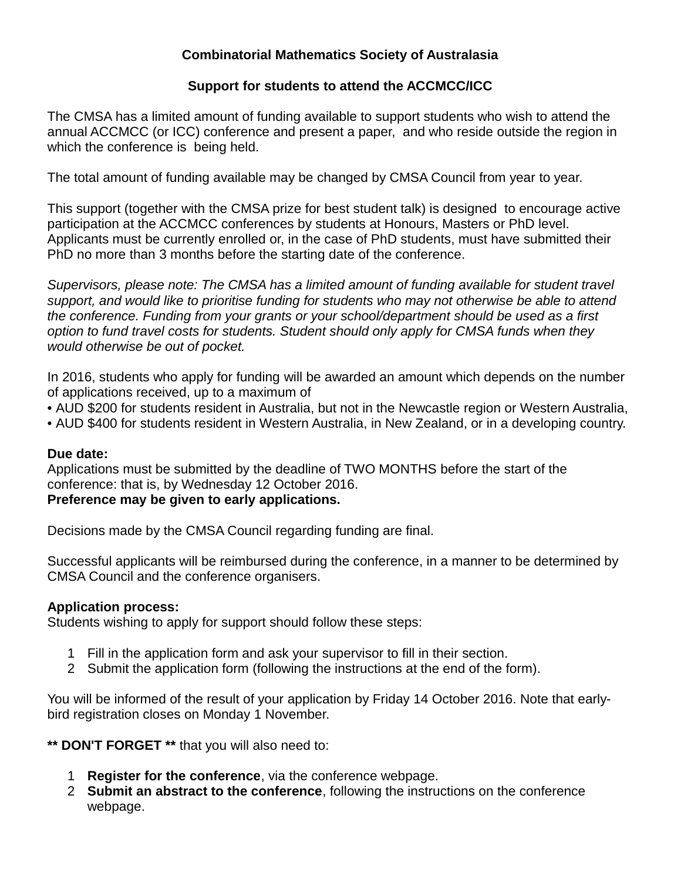**Combinatorial Mathematics Society of Australasia**

**Support for students to attend the ACCMCC/ICC**

The CMSA has a limited amount of funding available to support students who wish to attend the annual ACCMCC (or ICC) conference and present a paper, and who reside outside the region in which the conference is being held.

The total amount of funding available may be changed by CMSA Council from year to year.

This support (together with the CMSA prize for best student talk) is designed to encourage active participation at the ACCMCC conferences by students at Honours, Masters or PhD level. Applicants must be currently enrolled or, in the case of PhD students, must have submitted their PhD no more than 3 months before the starting date of the conference.

*Supervisors, please note: The CMSA has a limited amount of funding available for student travel support, and would like to prioritise funding for students who may not otherwise be able to attend the conference. Funding from your grants or your school/department should be used as a first option to fund travel costs for students. Student should only apply for CMSA funds when they would otherwise be out of pocket.*

In 2016, students who apply for funding will be awarded an amount which depends on the number of applications received, up to a maximum of

- AUD $200 for students resident in Australia, but not in the Newcastle region or Western Australia,
- AUD $400 for students resident in Western Australia, in New Zealand, or in a developing country.

**Due date:**
Applications must be submitted by the deadline of TWO MONTHS before the start of the conference: that is, by Wednesday 12 October 2016.
**Preference may be given to early applications.**

Decisions made by the CMSA Council regarding funding are final.

Successful applicants will be reimbursed during the conference, in a manner to be determined by CMSA Council and the conference organisers.

**Application process:**
Students wishing to apply for support should follow these steps:

1. Fill in the application form and ask your supervisor to fill in their section.
2. Submit the application form (following the instructions at the end of the form).

You will be informed of the result of your application by Friday 14 October 2016. Note that early-bird registration closes on Monday 1 November.

**** DON'T FORGET **** that you will also need to:

1. **Register for the conference**, via the conference webpage.
2. **Submit an abstract to the conference**, following the instructions on the conference webpage.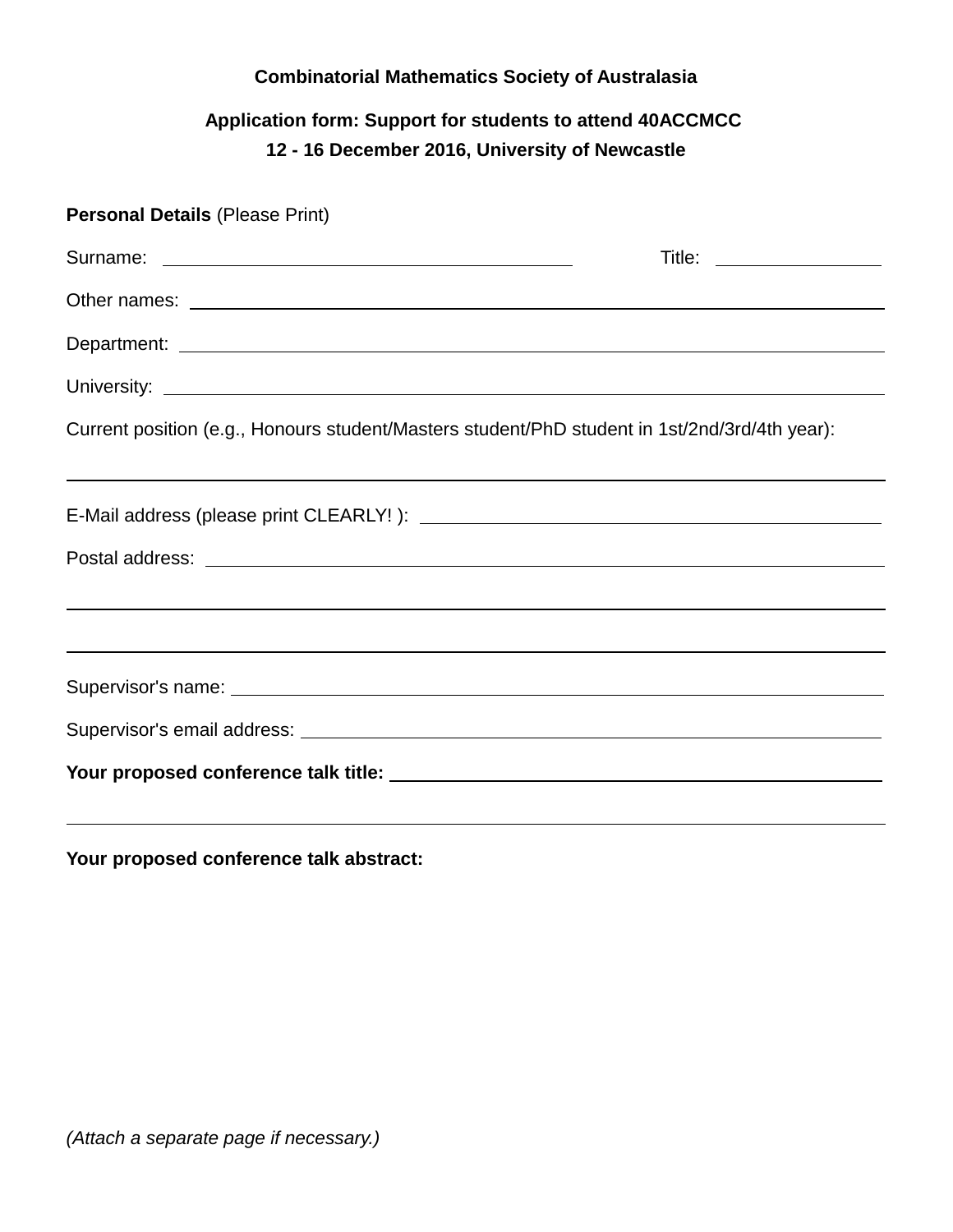**Combinatorial Mathematics Society of Australasia**

**Application form: Support for students to attend 40ACCMCC**

**12 - 16 December 2016, University of Newcastle**

**Personal Details** (Please Print)

Surname: \_\_\_\_\_\_\_\_\_\_\_\_\_\_\_\_\_\_\_\_\_\_\_\_\_\_\_\_\_\_\_\_\_\_\_\_\_\_\_\_ Title: \_\_\_\_\_\_\_\_\_\_\_\_\_\_\_

Other names: \_\_\_\_\_\_\_\_\_\_\_\_\_\_\_\_\_\_\_\_\_\_\_\_\_\_\_\_\_\_\_\_\_\_\_\_\_\_\_\_\_\_\_\_\_\_\_\_\_\_\_\_\_\_\_\_\_\_\_\_\_\_

Department: \_\_\_\_\_\_\_\_\_\_\_\_\_\_\_\_\_\_\_\_\_\_\_\_\_\_\_\_\_\_\_\_\_\_\_\_\_\_\_\_\_\_\_\_\_\_\_\_\_\_\_\_\_\_\_\_\_\_\_\_\_\_\_

University: \_\_\_\_\_\_\_\_\_\_\_\_\_\_\_\_\_\_\_\_\_\_\_\_\_\_\_\_\_\_\_\_\_\_\_\_\_\_\_\_\_\_\_\_\_\_\_\_\_\_\_\_\_\_\_\_\_\_\_\_\_\_\_\_

Current position (e.g., Honours student/Masters student/PhD student in 1st/2nd/3rd/4th year):

\_\_\_\_\_\_\_\_\_\_\_\_\_\_\_\_\_\_\_\_\_\_\_\_\_\_\_\_\_\_\_\_\_\_\_\_\_\_\_\_\_\_\_\_\_\_\_\_\_\_\_\_\_\_\_\_\_\_\_\_\_\_\_\_\_\_\_\_\_\_\_\_\_\_\_

E-Mail address (please print CLEARLY! ): \_\_\_\_\_\_\_\_\_\_\_\_\_\_\_\_\_\_\_\_\_\_\_\_\_\_\_\_\_\_\_\_\_\_\_\_\_\_\_\_\_

Postal address: \_\_\_\_\_\_\_\_\_\_\_\_\_\_\_\_\_\_\_\_\_\_\_\_\_\_\_\_\_\_\_\_\_\_\_\_\_\_\_\_\_\_\_\_\_\_\_\_\_\_\_\_\_\_\_\_\_\_\_\_\_\_

\_\_\_\_\_\_\_\_\_\_\_\_\_\_\_\_\_\_\_\_\_\_\_\_\_\_\_\_\_\_\_\_\_\_\_\_\_\_\_\_\_\_\_\_\_\_\_\_\_\_\_\_\_\_\_\_\_\_\_\_\_\_\_\_\_\_\_\_\_\_\_\_\_\_\_

\_\_\_\_\_\_\_\_\_\_\_\_\_\_\_\_\_\_\_\_\_\_\_\_\_\_\_\_\_\_\_\_\_\_\_\_\_\_\_\_\_\_\_\_\_\_\_\_\_\_\_\_\_\_\_\_\_\_\_\_\_\_\_\_\_\_\_\_\_\_\_\_\_\_\_

Supervisor's name: \_\_\_\_\_\_\_\_\_\_\_\_\_\_\_\_\_\_\_\_\_\_\_\_\_\_\_\_\_\_\_\_\_\_\_\_\_\_\_\_\_\_\_\_\_\_\_\_\_\_\_\_\_\_\_\_\_\_\_

Supervisor's email address: \_\_\_\_\_\_\_\_\_\_\_\_\_\_\_\_\_\_\_\_\_\_\_\_\_\_\_\_\_\_\_\_\_\_\_\_\_\_\_\_\_\_\_\_\_\_\_\_\_\_\_\_

**Your proposed conference talk title:** \_\_\_\_\_\_\_\_\_\_\_\_\_\_\_\_\_\_\_\_\_\_\_\_\_\_\_\_\_\_\_\_\_\_\_\_\_\_\_\_\_\_\_\_

\_\_\_\_\_\_\_\_\_\_\_\_\_\_\_\_\_\_\_\_\_\_\_\_\_\_\_\_\_\_\_\_\_\_\_\_\_\_\_\_\_\_\_\_\_\_\_\_\_\_\_\_\_\_\_\_\_\_\_\_\_\_\_\_\_\_\_\_\_\_\_\_\_\_\_

**Your proposed conference talk abstract:**

*(Attach a separate page if necessary.)*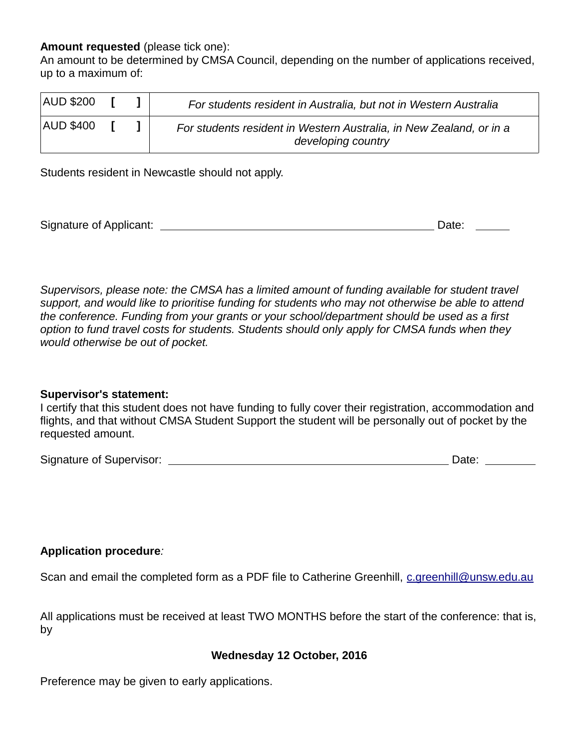**Amount requested** (please tick one):
An amount to be determined by CMSA Council, depending on the number of applications received, up to a maximum of:

| | |
|---|---|
| AUD $200 [ ] | *For students resident in Australia, but not in Western Australia* |
| AUD $400 [ ] | *For students resident in Western Australia, in New Zealand, or in a developing country* |

Students resident in Newcastle should not apply.

Signature of Applicant: ______________________________ Date: ______

*Supervisors, please note: the CMSA has a limited amount of funding available for student travel support, and would like to prioritise funding for students who may not otherwise be able to attend the conference. Funding from your grants or your school/department should be used as a first option to fund travel costs for students. Students should only apply for CMSA funds when they would otherwise be out of pocket.*

**Supervisor's statement:**
I certify that this student does not have funding to fully cover their registration, accommodation and flights, and that without CMSA Student Support the student will be personally out of pocket by the requested amount.

Signature of Supervisor: ______________________________ Date: ________

**Application procedure***:*

Scan and email the completed form as a PDF file to Catherine Greenhill, c.greenhill@unsw.edu.au

All applications must be received at least TWO MONTHS before the start of the conference: that is, by

**Wednesday 12 October, 2016**

Preference may be given to early applications.